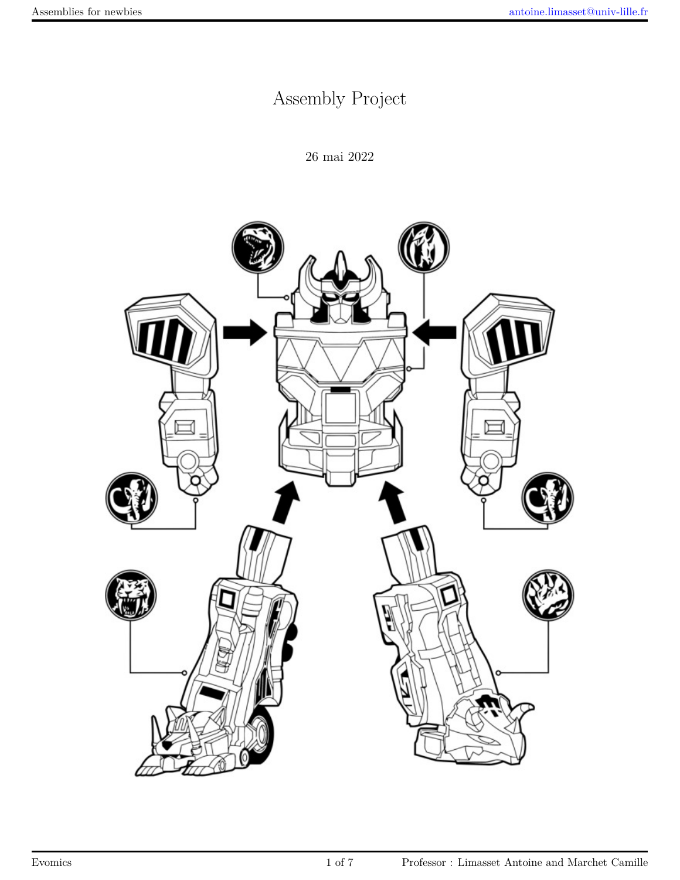# Assembly Project

26 mai 2022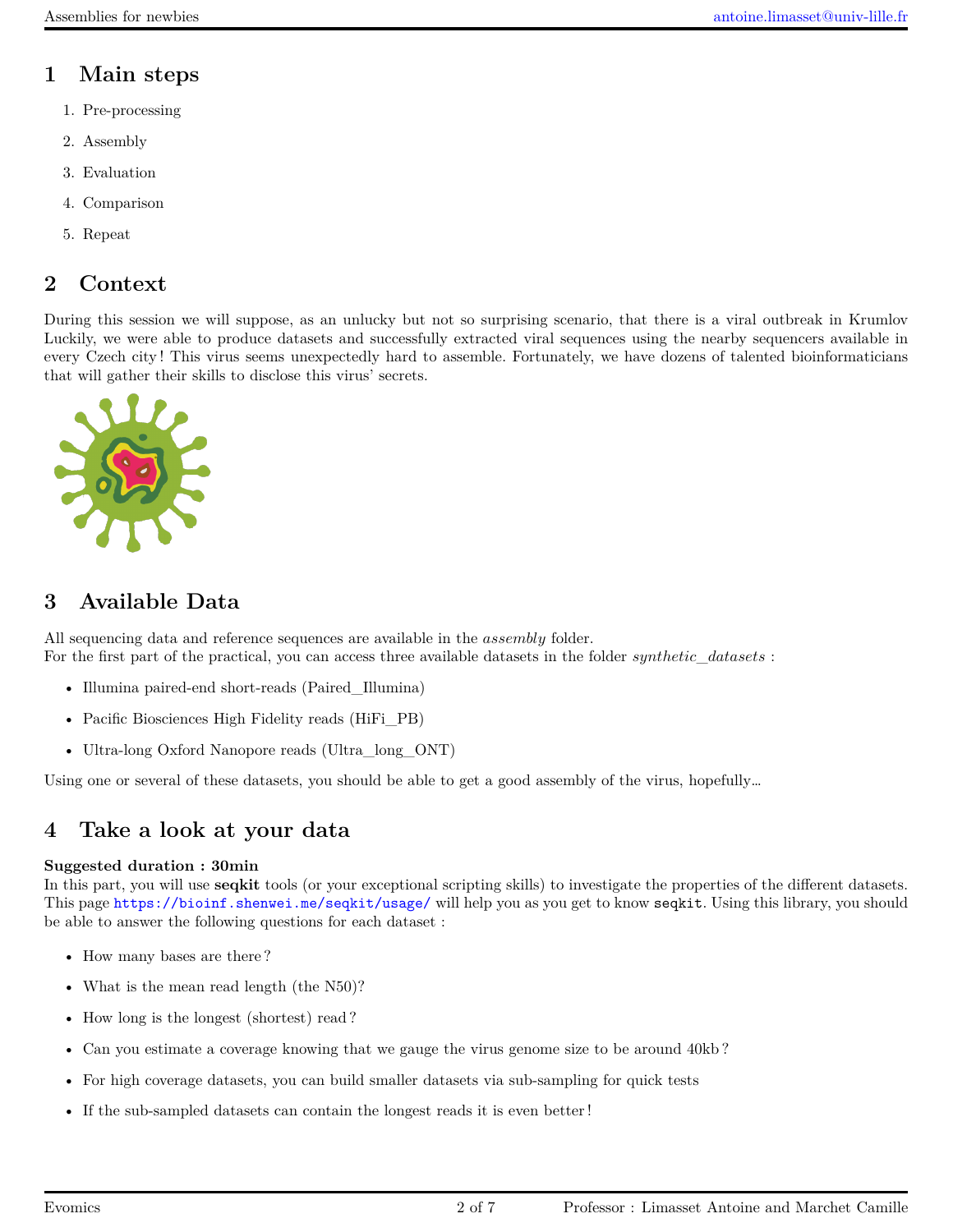# 1 Main steps

1. Pre-processing
2. Assembly
3. Evaluation
4. Comparison
5. Repeat

# 2 Context

During this session we will suppose, as an unlucky but not so surprising scenario, that there is a viral outbreak in Krumlov Luckily, we were able to produce datasets and successfully extracted viral sequences using the nearby sequencers available in every Czech city ! This virus seems unexpectedly hard to assemble. Fortunately, we have dozens of talented bioinformaticians that will gather their skills to disclose this virus' secrets.

# 3 Available Data

All sequencing data and reference sequences are available in the *assembly* folder.
For the first part of the practical, you can access three available datasets in the folder *synthetic_datasets* :

- Illumina paired-end short-reads (Paired_Illumina)
- Pacific Biosciences High Fidelity reads (HiFi_PB)
- Ultra-long Oxford Nanopore reads (Ultra_long_ONT)

Using one or several of these datasets, you should be able to get a good assembly of the virus, hopefully…

# 4 Take a look at your data

**Suggested duration : 30min**
In this part, you will use **seqkit** tools (or your exceptional scripting skills) to investigate the properties of the different datasets. This page https://bioinf.shenwei.me/seqkit/usage/ will help you as you get to know `seqkit`. Using this library, you should be able to answer the following questions for each dataset :

- How many bases are there ?
- What is the mean read length (the N50)?
- How long is the longest (shortest) read ?
- Can you estimate a coverage knowing that we gauge the virus genome size to be around 40kb ?
- For high coverage datasets, you can build smaller datasets via sub-sampling for quick tests
- If the sub-sampled datasets can contain the longest reads it is even better !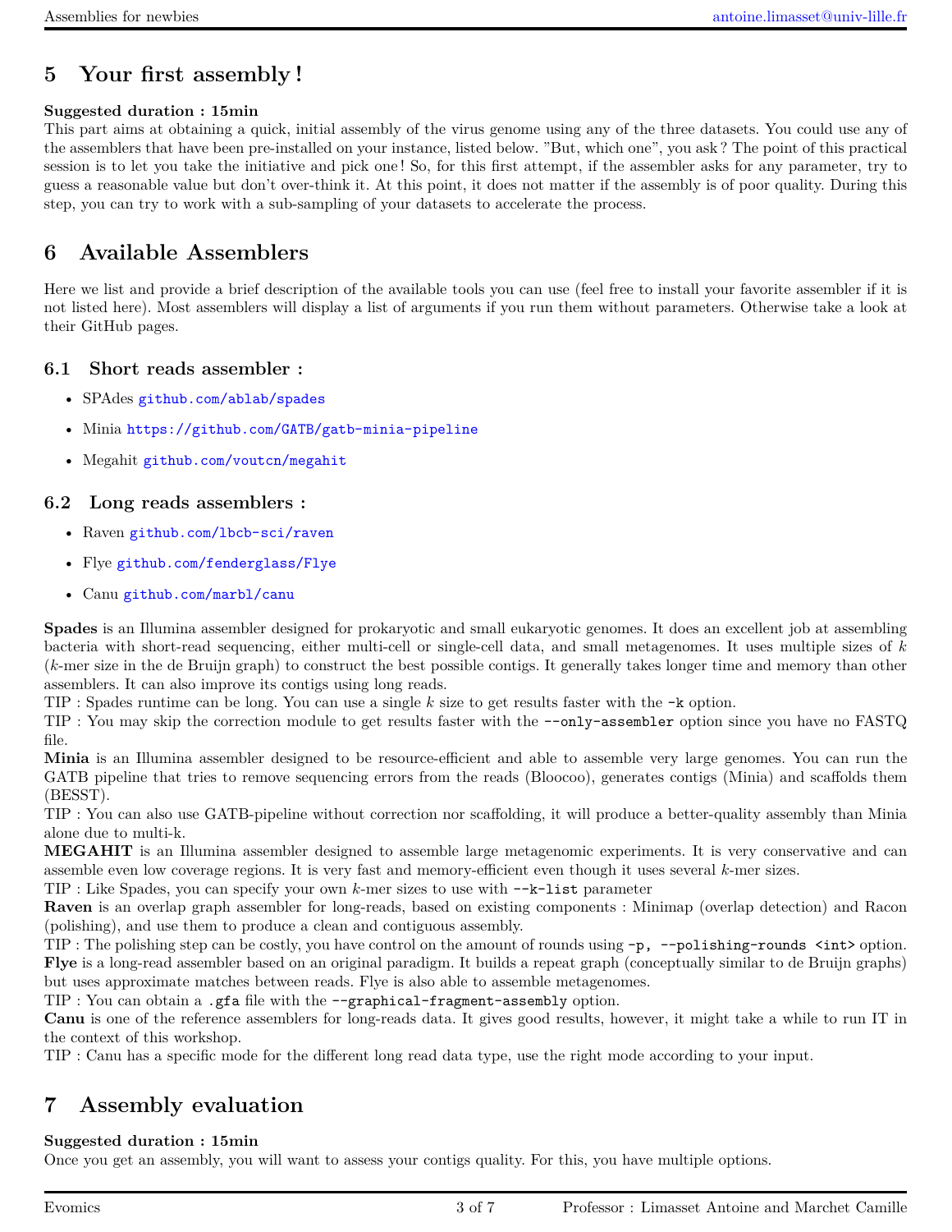## 5 Your first assembly !

**Suggested duration : 15min**

This part aims at obtaining a quick, initial assembly of the virus genome using any of the three datasets. You could use any of the assemblers that have been pre-installed on your instance, listed below. "But, which one", you ask ? The point of this practical session is to let you take the initiative and pick one ! So, for this first attempt, if the assembler asks for any parameter, try to guess a reasonable value but don't over-think it. At this point, it does not matter if the assembly is of poor quality. During this step, you can try to work with a sub-sampling of your datasets to accelerate the process.

## 6 Available Assemblers

Here we list and provide a brief description of the available tools you can use (feel free to install your favorite assembler if it is not listed here). Most assemblers will display a list of arguments if you run them without parameters. Otherwise take a look at their GitHub pages.

### 6.1 Short reads assembler :

- SPAdes `github.com/ablab/spades`
- Minia `https://github.com/GATB/gatb-minia-pipeline`
- Megahit `github.com/voutcn/megahit`

### 6.2 Long reads assemblers :

- Raven `github.com/lbcb-sci/raven`
- Flye `github.com/fenderglass/Flye`
- Canu `github.com/marbl/canu`

**Spades** is an Illumina assembler designed for prokaryotic and small eukaryotic genomes. It does an excellent job at assembling bacteria with short-read sequencing, either multi-cell or single-cell data, and small metagenomes. It uses multiple sizes of $k$ ($k$-mer size in the de Bruijn graph) to construct the best possible contigs. It generally takes longer time and memory than other assemblers. It can also improve its contigs using long reads.

TIP : Spades runtime can be long. You can use a single $k$ size to get results faster with the `-k` option.

TIP : You may skip the correction module to get results faster with the `--only-assembler` option since you have no FASTQ file.

**Minia** is an Illumina assembler designed to be resource-efficient and able to assemble very large genomes. You can run the GATB pipeline that tries to remove sequencing errors from the reads (Bloocoo), generates contigs (Minia) and scaffolds them (BESST).

TIP : You can also use GATB-pipeline without correction nor scaffolding, it will produce a better-quality assembly than Minia alone due to multi-k.

**MEGAHIT** is an Illumina assembler designed to assemble large metagenomic experiments. It is very conservative and can assemble even low coverage regions. It is very fast and memory-efficient even though it uses several $k$-mer sizes.

TIP : Like Spades, you can specify your own $k$-mer sizes to use with `--k-list` parameter

**Raven** is an overlap graph assembler for long-reads, based on existing components : Minimap (overlap detection) and Racon (polishing), and use them to produce a clean and contiguous assembly.

TIP : The polishing step can be costly, you have control on the amount of rounds using `-p, --polishing-rounds <int>` option.

**Flye** is a long-read assembler based on an original paradigm. It builds a repeat graph (conceptually similar to de Bruijn graphs) but uses approximate matches between reads. Flye is also able to assemble metagenomes.

TIP : You can obtain a `.gfa` file with the `--graphical-fragment-assembly` option.

**Canu** is one of the reference assemblers for long-reads data. It gives good results, however, it might take a while to run IT in the context of this workshop.

TIP : Canu has a specific mode for the different long read data type, use the right mode according to your input.

## 7 Assembly evaluation

**Suggested duration : 15min**

Once you get an assembly, you will want to assess your contigs quality. For this, you have multiple options.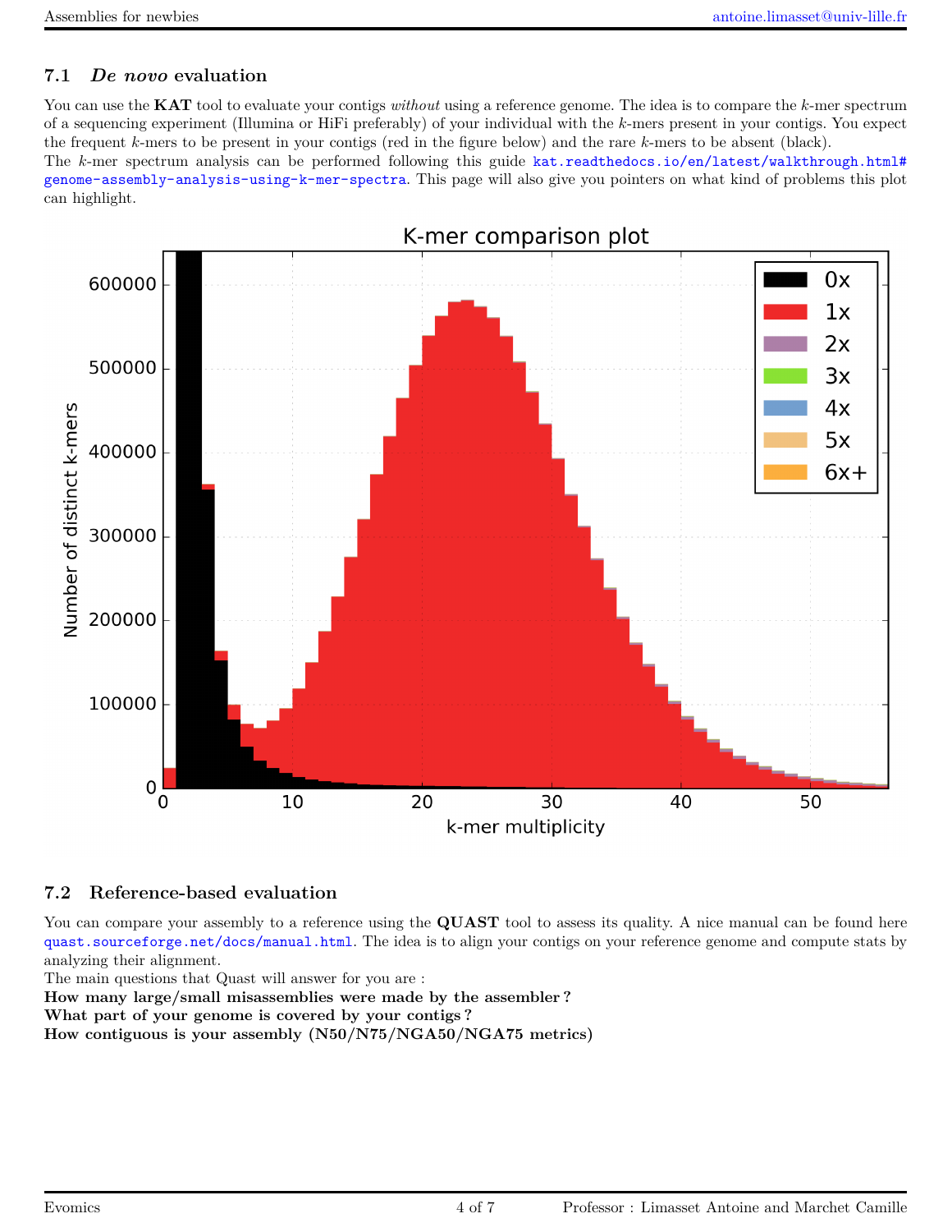### 7.1 *De novo* evaluation

You can use the **KAT** tool to evaluate your contigs *without* using a reference genome. The idea is to compare the $k$-mer spectrum of a sequencing experiment (Illumina or HiFi preferably) of your individual with the $k$-mers present in your contigs. You expect the frequent $k$-mers to be present in your contigs (red in the figure below) and the rare $k$-mers to be absent (black).

The $k$-mer spectrum analysis can be performed following this guide kat.readthedocs.io/en/latest/walkthrough.html#genome-assembly-analysis-using-k-mer-spectra. This page will also give you pointers on what kind of problems this plot can highlight.

### 7.2 Reference-based evaluation

You can compare your assembly to a reference using the **QUAST** tool to assess its quality. A nice manual can be found here quast.sourceforge.net/docs/manual.html. The idea is to align your contigs on your reference genome and compute stats by analyzing their alignment.

The main questions that Quast will answer for you are :

**How many large/small misassemblies were made by the assembler ?**

**What part of your genome is covered by your contigs ?**

**How contiguous is your assembly (N50/N75/NGA50/NGA75 metrics)**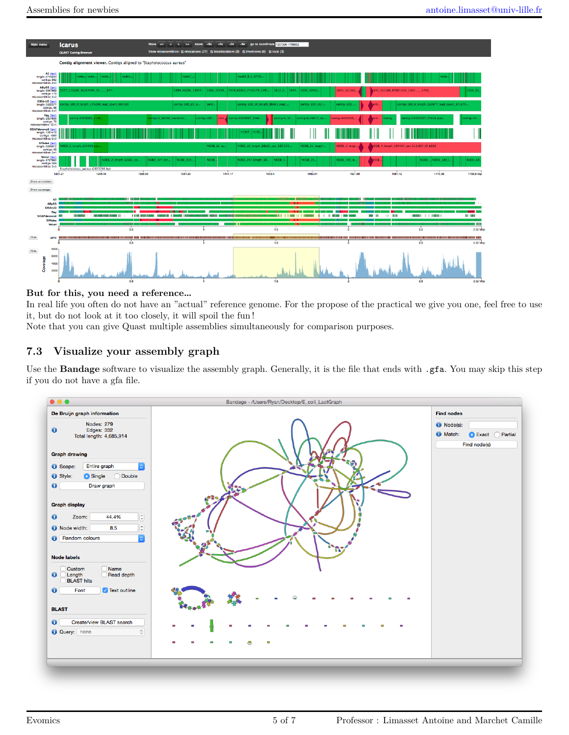**But for this, you need a reference...**
In real life you often do not have an "actual" reference genome. For the propose of the practical we give you one, feel free to use it, but do not look at it too closely, it will spoil the fun!
Note that you can give Quast multiple assemblies simultaneously for comparison purposes.

## 7.3 Visualize your assembly graph

Use the **Bandage** software to visualize the assembly graph. Generally, it is the file that ends with `.gfa`. You may skip this step if you do not have a gfa file.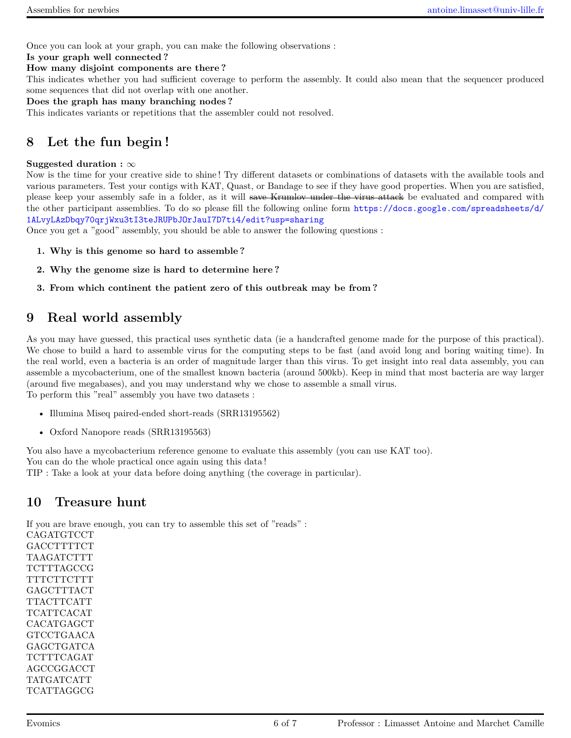Once you can look at your graph, you can make the following observations :

**Is your graph well connected ?**

**How many disjoint components are there ?**

This indicates whether you had sufficient coverage to perform the assembly. It could also mean that the sequencer produced some sequences that did not overlap with one another.

**Does the graph has many branching nodes ?**

This indicates variants or repetitions that the assembler could not resolved.

## 8 Let the fun begin !

**Suggested duration :** $\infty$

Now is the time for your creative side to shine ! Try different datasets or combinations of datasets with the available tools and various parameters. Test your contigs with KAT, Quast, or Bandage to see if they have good properties. When you are satisfied, please keep your assembly safe in a folder, as it will ~~save Krumlov under the virus attack~~ be evaluated and compared with the other participant assemblies. To do so please fill the following online form https://docs.google.com/spreadsheets/d/1ALvyLAzDbqy70qrjWxu3tI3teJRUPbJOrJauI7D7ti4/edit?usp=sharing

Once you get a "good" assembly, you should be able to answer the following questions :

1. **Why is this genome so hard to assemble ?**
2. **Why the genome size is hard to determine here ?**
3. **From which continent the patient zero of this outbreak may be from ?**

## 9 Real world assembly

As you may have guessed, this practical uses synthetic data (ie a handcrafted genome made for the purpose of this practical). We chose to build a hard to assemble virus for the computing steps to be fast (and avoid long and boring waiting time). In the real world, even a bacteria is an order of magnitude larger than this virus. To get insight into real data assembly, you can assemble a mycobacterium, one of the smallest known bacteria (around 500kb). Keep in mind that most bacteria are way larger (around five megabases), and you may understand why we chose to assemble a small virus.

To perform this "real" assembly you have two datasets :

- Illumina Miseq paired-ended short-reads (SRR13195562)
- Oxford Nanopore reads (SRR13195563)

You also have a mycobacterium reference genome to evaluate this assembly (you can use KAT too).

You can do the whole practical once again using this data !

TIP : Take a look at your data before doing anything (the coverage in particular).

## 10 Treasure hunt

If you are brave enough, you can try to assemble this set of "reads" :

CAGATGTCCT
GACCTTTTCT
TAAGATCTTT
TCTTTAGCCG
TTTCTTCTTT
GAGCTTTACT
TTACTTCATT
TCATTCACAT
CACATGAGCT
GTCCTGAACA
GAGCTGATCA
TCTTTCAGAT
AGCCGGACCT
TATGATCATT
TCATTAGGCG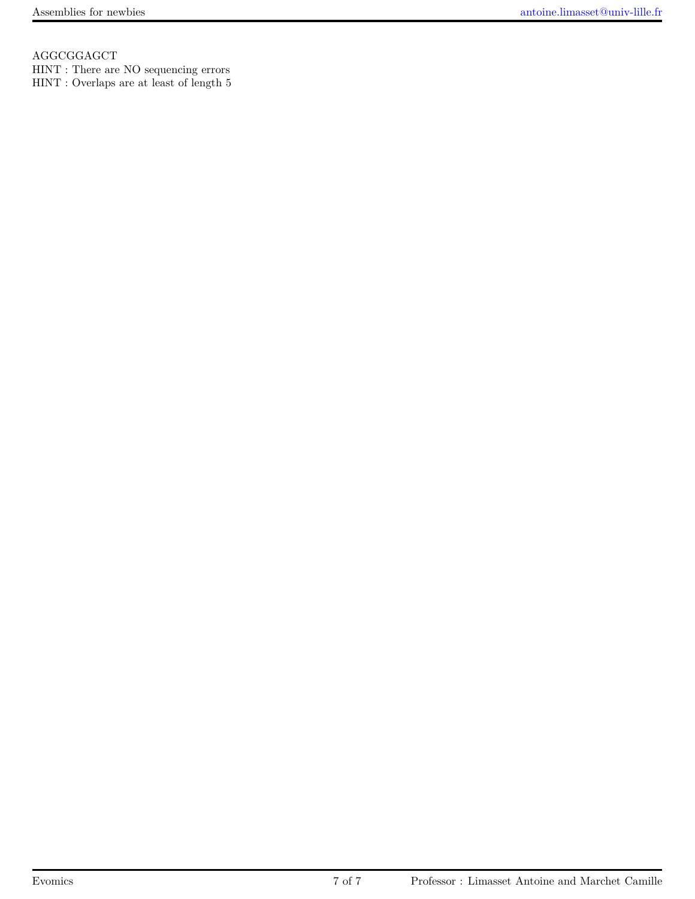AGGCGGAGCT
HINT : There are NO sequencing errors
HINT : Overlaps are at least of length 5